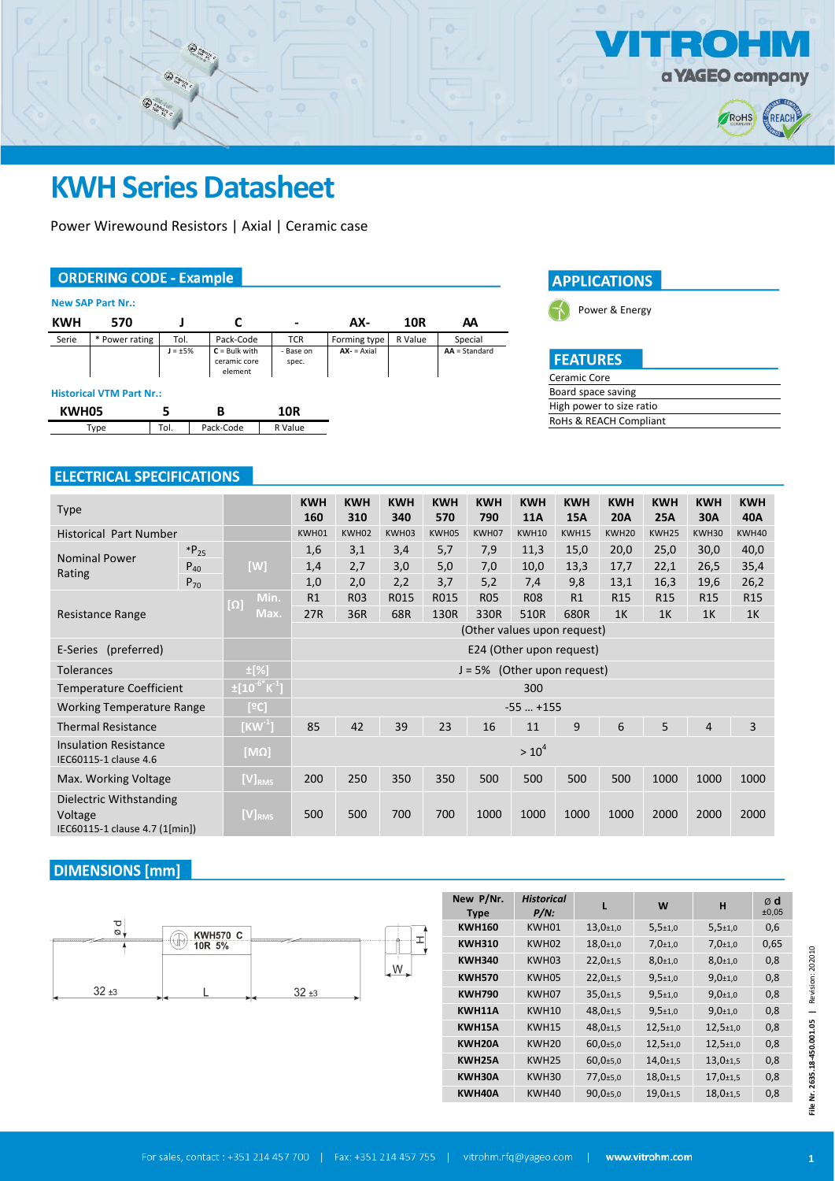# KWH Series Datasheet

Power Wirewound Resistors | Axial | Ceramic case

## ORDERING CODE - Example

**New SAP Part Nr.:**

| KWH | 570 | J | C | - | AX- | 10R | AA |
|---|---|---|---|---|---|---|---|
| Serie | * Power rating | Tol. | Pack-Code | TCR | Forming type | R Value | Special |
| | | J = ±5% | C = Bulk with ceramic core element | - Base on spec. | AX- = Axial | | AA = Standard |

**Historical VTM Part Nr.:**

| KWH05 | 5 | B | 10R |
|---|---|---|---|
| Type | Tol. | Pack-Code | R Value |

## APPLICATIONS

Power & Energy

## FEATURES

- Ceramic Core
- Board space saving
- High power to size ratio
- RoHS & REACH Compliant

## ELECTRICAL SPECIFICATIONS

| Type | | | KWH 160 | KWH 310 | KWH 340 | KWH 570 | KWH 790 | KWH 11A | KWH 15A | KWH 20A | KWH 25A | KWH 30A | KWH 40A |
|---|---|---|---|---|---|---|---|---|---|---|---|---|---|
| Historical Part Number | | | KWH01 | KWH02 | KWH03 | KWH05 | KWH07 | KWH10 | KWH15 | KWH20 | KWH25 | KWH30 | KWH40 |
| Nominal Power Rating | $*P_{25}$ | [W] | 1,6 | 3,1 | 3,4 | 5,7 | 7,9 | 11,3 | 15,0 | 20,0 | 25,0 | 30,0 | 40,0 |
| | $P_{40}$ | | 1,4 | 2,7 | 3,0 | 5,0 | 7,0 | 10,0 | 13,3 | 17,7 | 22,1 | 26,5 | 35,4 |
| | $P_{70}$ | | 1,0 | 2,0 | 2,2 | 3,7 | 5,2 | 7,4 | 9,8 | 13,1 | 16,3 | 19,6 | 26,2 |
| Resistance Range | | [Ω] Min. | R1 | R03 | R015 | R015 | R05 | R08 | R1 | R15 | R15 | R15 | R15 |
| | | [Ω] Max. | 27R | 36R | 68R | 130R | 330R | 510R | 680R | 1K | 1K | 1K | 1K |
| | | | (Other values upon request) | | | | | | | | | | |
| E-Series (preferred) | | | E24 (Other upon request) | | | | | | | | | | |
| Tolerances | | ±[%] | J = 5% (Other upon request) | | | | | | | | | | |
| Temperature Coefficient | | $\pm[10^{-6}K^{-1}]$ | 300 | | | | | | | | | | |
| Working Temperature Range | | [ºC] | -55 … +155 | | | | | | | | | | |
| Thermal Resistance | | $[KW^{-1}]$ | 85 | 42 | 39 | 23 | 16 | 11 | 9 | 6 | 5 | 4 | 3 |
| Insulation Resistance IEC60115-1 clause 4.6 | | [MΩ] | $> 10^4$ | | | | | | | | | | |
| Max. Working Voltage | | $[V]_{RMS}$ | 200 | 250 | 350 | 350 | 500 | 500 | 500 | 500 | 1000 | 1000 | 1000 |
| Dielectric Withstanding Voltage IEC60115-1 clause 4.7 (1[min]) | | $[V]_{RMS}$ | 500 | 500 | 700 | 700 | 1000 | 1000 | 1000 | 1000 | 2000 | 2000 | 2000 |

## DIMENSIONS [mm]

| New P/Nr. Type | *Historical P/N:* | L | W | H | ø d ±0,05 |
|---|---|---|---|---|---|
| KWH160 | KWH01 | 13,0±1,0 | 5,5±1,0 | 5,5±1,0 | 0,6 |
| KWH310 | KWH02 | 18,0±1,0 | 7,0±1,0 | 7,0±1,0 | 0,65 |
| KWH340 | KWH03 | 22,0±1,5 | 8,0±1,0 | 8,0±1,0 | 0,8 |
| KWH570 | KWH05 | 22,0±1,5 | 9,5±1,0 | 9,0±1,0 | 0,8 |
| KWH790 | KWH07 | 35,0±1,5 | 9,5±1,0 | 9,0±1,0 | 0,8 |
| KWH11A | KWH10 | 48,0±1,5 | 9,5±1,0 | 9,0±1,0 | 0,8 |
| KWH15A | KWH15 | 48,0±1,5 | 12,5±1,0 | 12,5±1,0 | 0,8 |
| KWH20A | KWH20 | 60,0±5,0 | 12,5±1,0 | 12,5±1,0 | 0,8 |
| KWH25A | KWH25 | 60,0±5,0 | 14,0±1,5 | 13,0±1,5 | 0,8 |
| KWH30A | KWH30 | 77,0±5,0 | 18,0±1,5 | 17,0±1,5 | 0,8 |
| KWH40A | KWH40 | 90,0±5,0 | 19,0±1,5 | 18,0±1,5 | 0,8 |

File Nr. 2635.18-450.001.05 | Revision: 202010

For sales, contact : +351 214 457 700 | Fax: +351 214 457 755 | vitrohm.rfq@yageo.com | www.vitrohm.com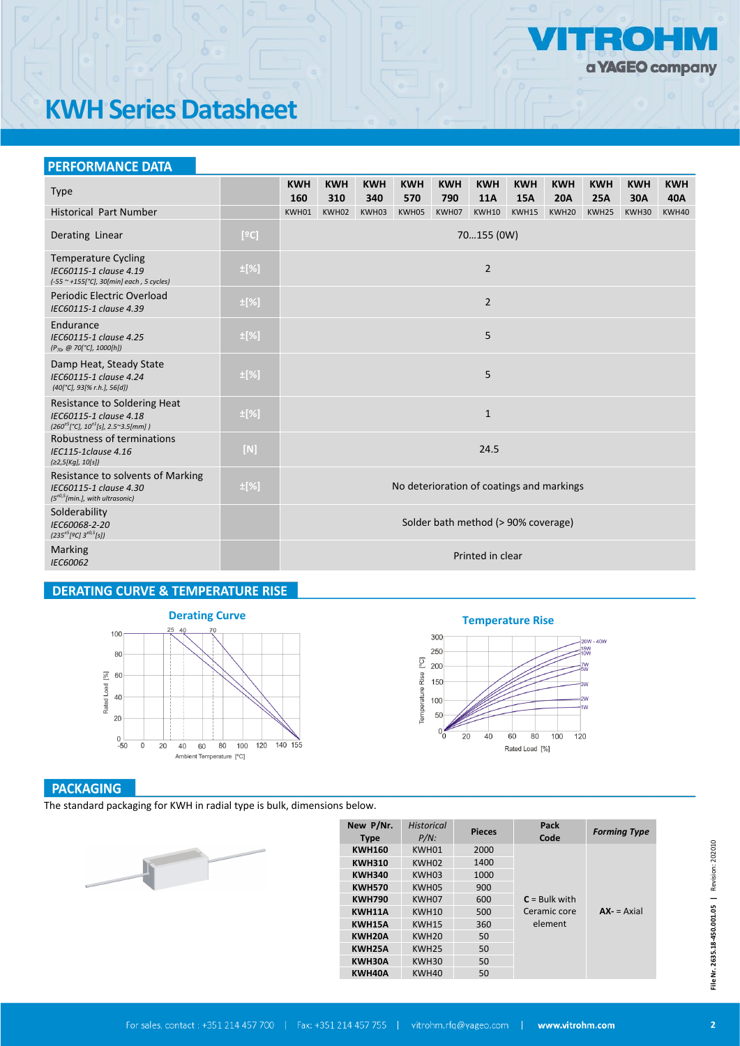# KWH Series Datasheet

## PERFORMANCE DATA

| Type | | KWH 160 | KWH 310 | KWH 340 | KWH 570 | KWH 790 | KWH 11A | KWH 15A | KWH 20A | KWH 25A | KWH 30A | KWH 40A |
|---|---|---|---|---|---|---|---|---|---|---|---|---|
| Historical Part Number | | KWH01 | KWH02 | KWH03 | KWH05 | KWH07 | KWH10 | KWH15 | KWH20 | KWH25 | KWH30 | KWH40 |
| Derating Linear | [ºC] | 70…155 (0W) | | | | | | | | | | |
| Temperature Cycling *IEC60115-1 clause 4.19* *(-55 ~ +155[°C], 30[min] each , 5 cycles)* | ±[%] | 2 | | | | | | | | | | |
| Periodic Electric Overload *IEC60115-1 clause 4.39* | ±[%] | 2 | | | | | | | | | | |
| Endurance *IEC60115-1 clause 4.25* *($P_{70}$ @ 70[°C], 1000[h])* | ±[%] | 5 | | | | | | | | | | |
| Damp Heat, Steady State *IEC60115-1 clause 4.24* *(40[°C], 93[% r.h.], 56[d])* | ±[%] | 5 | | | | | | | | | | |
| Resistance to Soldering Heat *IEC60115-1 clause 4.18* *($260^{\pm 5}$[°C], $10^{\pm 1}$[s], 2.5~3.5[mm] )* | ±[%] | 1 | | | | | | | | | | |
| Robustness of terminations *IEC115-1clause 4.16* *(≥2,5[Kg], 10[s])* | [N] | 24.5 | | | | | | | | | | |
| Resistance to solvents of Marking *IEC60115-1 clause 4.30* *($5^{\pm 0.5}$[min.], with ultrasonic)* | ±[%] | No deterioration of coatings and markings | | | | | | | | | | |
| Solderability *IEC60068-2-20* *($235^{\pm 5}$[ºC] $3^{\pm 0.5}$[s])* | | Solder bath method (> 90% coverage) | | | | | | | | | | |
| Marking *IEC60062* | | Printed in clear | | | | | | | | | | |

## DERATING CURVE & TEMPERATURE RISE

**Derating Curve**

Rated Load [%]
100
80
60
40
20
0
25 40 70
-50 0 20 40 60 80 100 120 140 155
Ambient Temperature [°C]

**Temperature Rise**

Temperature Rise [°C]
300
250
200
150
100
50
0
20W - 40W
15W
10W
7W
5W
3W
2W
1W
0 20 40 60 80 100 120
Rated Load [%]

## PACKAGING

The standard packaging for KWH in radial type is bulk, dimensions below.

| New P/Nr. Type | *Historical P/N:* | Pieces | Pack Code | *Forming Type* |
|---|---|---|---|---|
| **KWH160** | KWH01 | 2000 | **C** = Bulk with Ceramic core element | **AX-** = Axial |
| **KWH310** | KWH02 | 1400 | | |
| **KWH340** | KWH03 | 1000 | | |
| **KWH570** | KWH05 | 900 | | |
| **KWH790** | KWH07 | 600 | | |
| **KWH11A** | KWH10 | 500 | | |
| **KWH15A** | KWH15 | 360 | | |
| **KWH20A** | KWH20 | 50 | | |
| **KWH25A** | KWH25 | 50 | | |
| **KWH30A** | KWH30 | 50 | | |
| **KWH40A** | KWH40 | 50 | | |

**File Nr. 2635.18-450.001.05** | Revision: 202010

For sales, contact : +351 214 457 700 | Fax: +351 214 457 755 | vitrohm.rfq@yageo.com | **www.vitrohm.com**